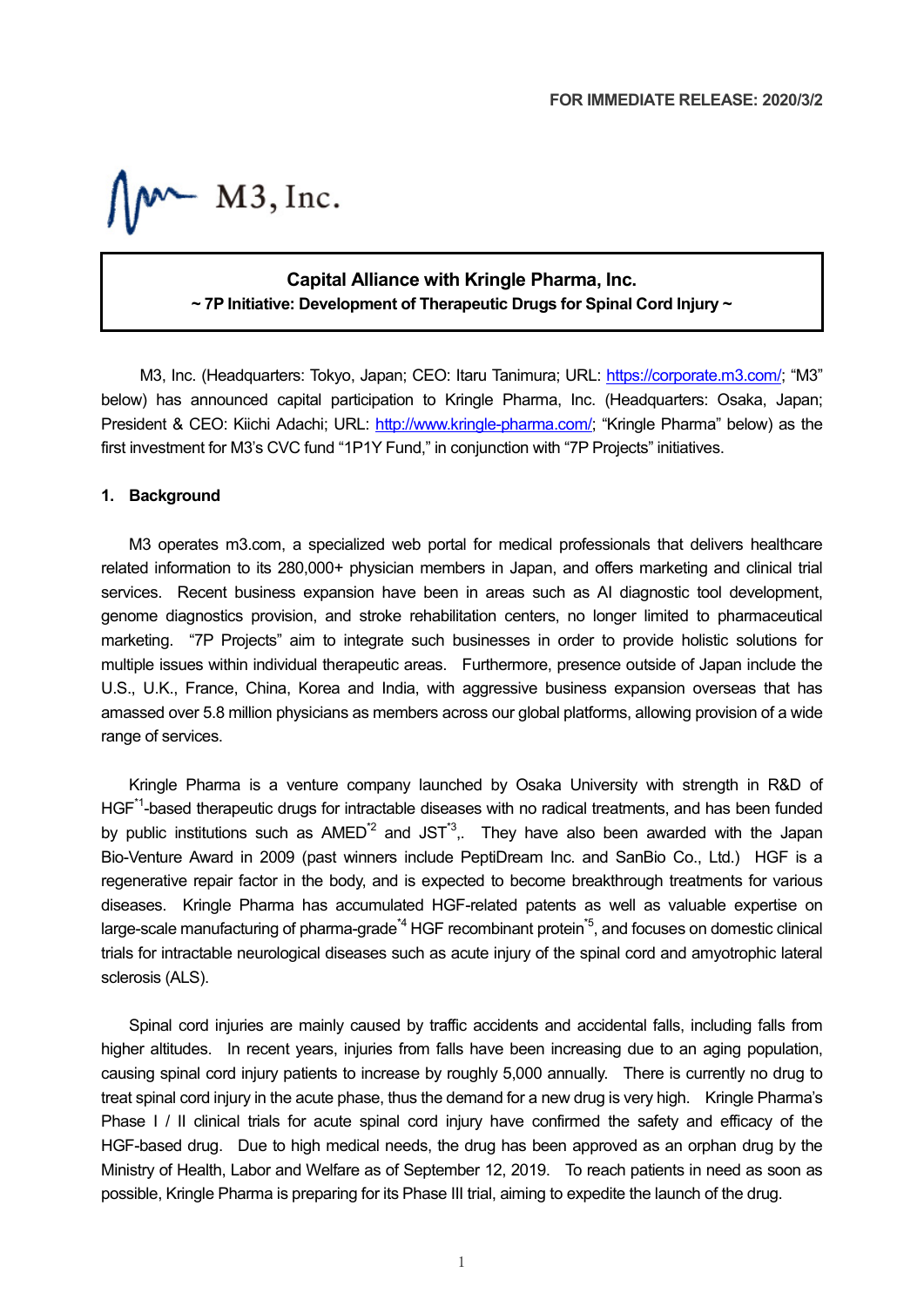FOR IMMEDIATE RELEASE: 2020/3/2

M3, Inc.

# Capital Alliance with Kringle Pharma, Inc.

**~ 7P Initiative: Development of Therapeutic Drugs for Spinal Cord Injury ~**

M3, Inc. (Headquarters: Tokyo, Japan; CEO: Itaru Tanimura; URL: https://corporate.m3.com/; "M3" below) has announced capital participation to Kringle Pharma, Inc. (Headquarters: Osaka, Japan; President & CEO: Kiichi Adachi; URL: http://www.kringle-pharma.com/; "Kringle Pharma" below) as the first investment for M3's CVC fund "1P1Y Fund," in conjunction with "7P Projects" initiatives.

## 1. Background

M3 operates m3.com, a specialized web portal for medical professionals that delivers healthcare related information to its 280,000+ physician members in Japan, and offers marketing and clinical trial services. Recent business expansion have been in areas such as AI diagnostic tool development, genome diagnostics provision, and stroke rehabilitation centers, no longer limited to pharmaceutical marketing. "7P Projects" aim to integrate such businesses in order to provide holistic solutions for multiple issues within individual therapeutic areas. Furthermore, presence outside of Japan include the U.S., U.K., France, China, Korea and India, with aggressive business expansion overseas that has amassed over 5.8 million physicians as members across our global platforms, allowing provision of a wide range of services.

Kringle Pharma is a venture company launched by Osaka University with strength in R&D of HGF[*1]-based therapeutic drugs for intractable diseases with no radical treatments, and has been funded by public institutions such as AMED[*2] and JST[*3],. They have also been awarded with the Japan Bio-Venture Award in 2009 (past winners include PeptiDream Inc. and SanBio Co., Ltd.) HGF is a regenerative repair factor in the body, and is expected to become breakthrough treatments for various diseases. Kringle Pharma has accumulated HGF-related patents as well as valuable expertise on large-scale manufacturing of pharma-grade[*4] HGF recombinant protein[*5], and focuses on domestic clinical trials for intractable neurological diseases such as acute injury of the spinal cord and amyotrophic lateral sclerosis (ALS).

Spinal cord injuries are mainly caused by traffic accidents and accidental falls, including falls from higher altitudes. In recent years, injuries from falls have been increasing due to an aging population, causing spinal cord injury patients to increase by roughly 5,000 annually. There is currently no drug to treat spinal cord injury in the acute phase, thus the demand for a new drug is very high. Kringle Pharma's Phase I / II clinical trials for acute spinal cord injury have confirmed the safety and efficacy of the HGF-based drug. Due to high medical needs, the drug has been approved as an orphan drug by the Ministry of Health, Labor and Welfare as of September 12, 2019. To reach patients in need as soon as possible, Kringle Pharma is preparing for its Phase III trial, aiming to expedite the launch of the drug.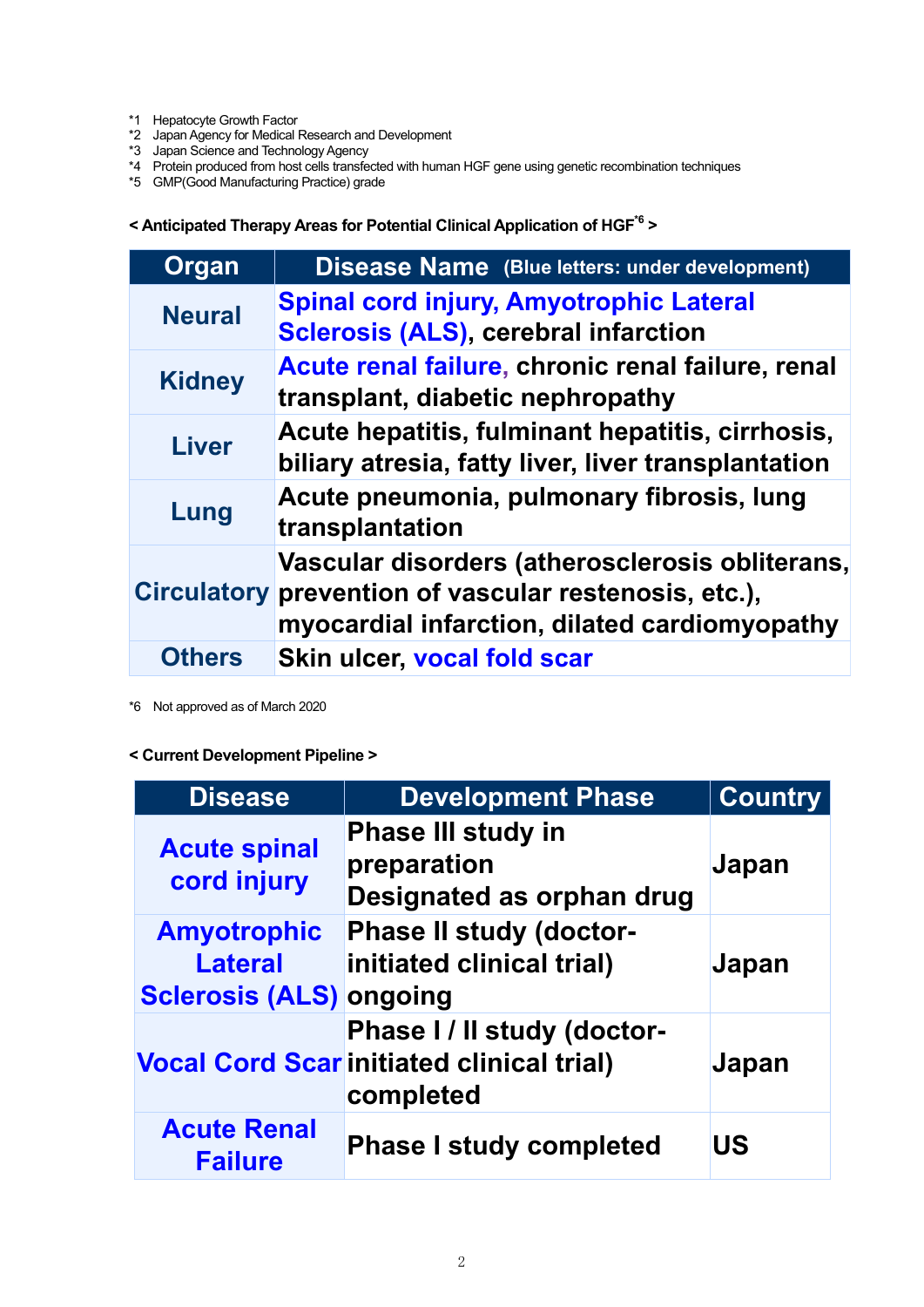*1 Hepatocyte Growth Factor
*2 Japan Agency for Medical Research and Development
*3 Japan Science and Technology Agency
*4 Protein produced from host cells transfected with human HGF gene using genetic recombination techniques
*5 GMP(Good Manufacturing Practice) grade

**< Anticipated Therapy Areas for Potential Clinical Application of HGF[*6] >**

| Organ | Disease Name (Blue letters: under development) |
|---|---|
| Neural | Spinal cord injury, Amyotrophic Lateral Sclerosis (ALS), cerebral infarction |
| Kidney | Acute renal failure, chronic renal failure, renal transplant, diabetic nephropathy |
| Liver | Acute hepatitis, fulminant hepatitis, cirrhosis, biliary atresia, fatty liver, liver transplantation |
| Lung | Acute pneumonia, pulmonary fibrosis, lung transplantation |
| Circulatory | Vascular disorders (atherosclerosis obliterans, prevention of vascular restenosis, etc.), myocardial infarction, dilated cardiomyopathy |
| Others | Skin ulcer, vocal fold scar |

*6 Not approved as of March 2020

**< Current Development Pipeline >**

| Disease | Development Phase | Country |
|---|---|---|
| Acute spinal cord injury | Phase III study in preparation<br>Designated as orphan drug | Japan |
| Amyotrophic Lateral Sclerosis (ALS) | Phase II study (doctor-initiated clinical trial) ongoing | Japan |
| Vocal Cord Scar | Phase I / II study (doctor-initiated clinical trial) completed | Japan |
| Acute Renal Failure | Phase I study completed | US |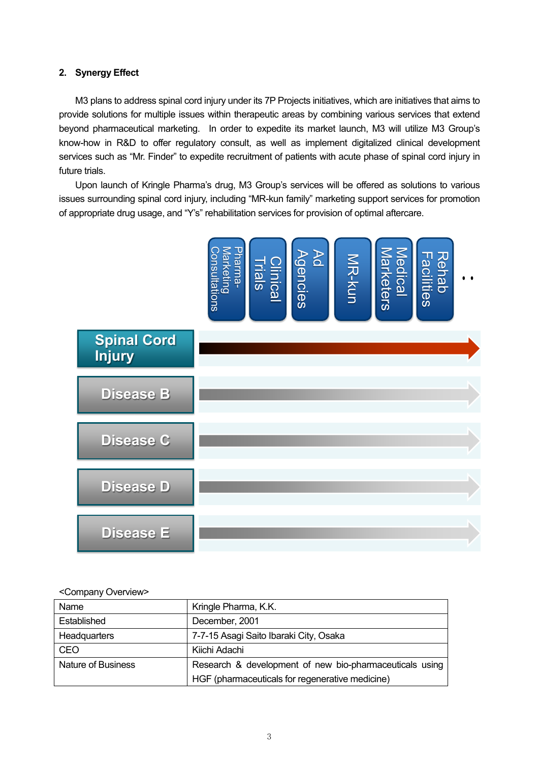## 2. Synergy Effect

M3 plans to address spinal cord injury under its 7P Projects initiatives, which are initiatives that aims to provide solutions for multiple issues within therapeutic areas by combining various services that extend beyond pharmaceutical marketing. In order to expedite its market launch, M3 will utilize M3 Group's know-how in R&D to offer regulatory consult, as well as implement digitalized clinical development services such as "Mr. Finder" to expedite recruitment of patients with acute phase of spinal cord injury in future trials.

Upon launch of Kringle Pharma's drug, M3 Group's services will be offered as solutions to various issues surrounding spinal cord injury, including "MR-kun family" marketing support services for promotion of appropriate drug usage, and "Y's" rehabilitation services for provision of optimal aftercare.

Pharma-Marketing Consultations

Clinical Trials

Ad Agencies

MR-kun

Medical Marketers

Rehab Facilities

・・

Spinal Cord Injury

Disease B

Disease C

Disease D

Disease E

<Company Overview>

| | |
|---|---|
| Name | Kringle Pharma, K.K. |
| Established | December, 2001 |
| Headquarters | 7-7-15 Asagi Saito Ibaraki City, Osaka |
| CEO | Kiichi Adachi |
| Nature of Business | Research & development of new bio-pharmaceuticals using HGF (pharmaceuticals for regenerative medicine) |